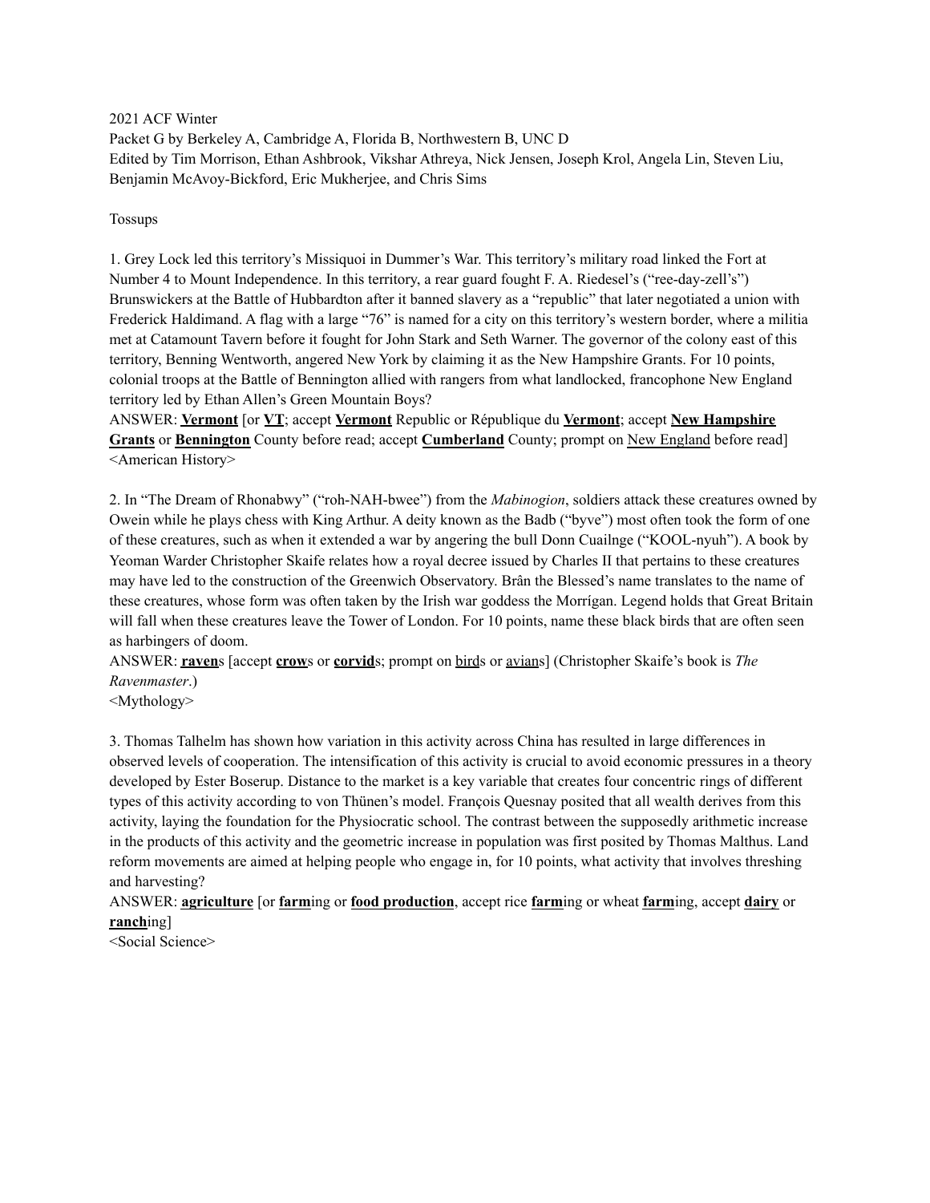2021 ACF Winter

Packet G by Berkeley A, Cambridge A, Florida B, Northwestern B, UNC D

Edited by Tim Morrison, Ethan Ashbrook, Vikshar Athreya, Nick Jensen, Joseph Krol, Angela Lin, Steven Liu, Benjamin McAvoy-Bickford, Eric Mukherjee, and Chris Sims

## Tossups

1. Grey Lock led this territory's Missiquoi in Dummer's War. This territory's military road linked the Fort at Number 4 to Mount Independence. In this territory, a rear guard fought F. A. Riedesel's ("ree-day-zell's") Brunswickers at the Battle of Hubbardton after it banned slavery as a "republic" that later negotiated a union with Frederick Haldimand. A flag with a large "76" is named for a city on this territory's western border, where a militia met at Catamount Tavern before it fought for John Stark and Seth Warner. The governor of the colony east of this territory, Benning Wentworth, angered New York by claiming it as the New Hampshire Grants. For 10 points, colonial troops at the Battle of Bennington allied with rangers from what landlocked, francophone New England territory led by Ethan Allen's Green Mountain Boys?

ANSWER: **Vermont** [or **VT**; accept **Vermont** Republic or République du **Vermont**; accept **New Hampshire Grants** or **Bennington** County before read; accept **Cumberland** County; prompt on New England before read]

<American History>

2. In "The Dream of Rhonabwy" ("roh-NAH-bwee") from the *Mabinogion*, soldiers attack these creatures owned by Owein while he plays chess with King Arthur. A deity known as the Badb ("byve") most often took the form of one of these creatures, such as when it extended a war by angering the bull Donn Cuailnge ("KOOL-nyuh"). A book by Yeoman Warder Christopher Skaife relates how a royal decree issued by Charles II that pertains to these creatures may have led to the construction of the Greenwich Observatory. Brân the Blessed's name translates to the name of these creatures, whose form was often taken by the Irish war goddess the Morrígan. Legend holds that Great Britain will fall when these creatures leave the Tower of London. For 10 points, name these black birds that are often seen as harbingers of doom.

ANSWER: **raven**s [accept **crow**s or **corvid**s; prompt on birds or avians] (Christopher Skaife's book is *The Ravenmaster*.)

<Mythology>

3. Thomas Talhelm has shown how variation in this activity across China has resulted in large differences in observed levels of cooperation. The intensification of this activity is crucial to avoid economic pressures in a theory developed by Ester Boserup. Distance to the market is a key variable that creates four concentric rings of different types of this activity according to von Thünen's model. François Quesnay posited that all wealth derives from this activity, laying the foundation for the Physiocratic school. The contrast between the supposedly arithmetic increase in the products of this activity and the geometric increase in population was first posited by Thomas Malthus. Land reform movements are aimed at helping people who engage in, for 10 points, what activity that involves threshing and harvesting?

ANSWER: **agriculture** [or **farm**ing or **food production**, accept rice **farm**ing or wheat **farm**ing, accept **dairy** or **ranch**ing]

<Social Science>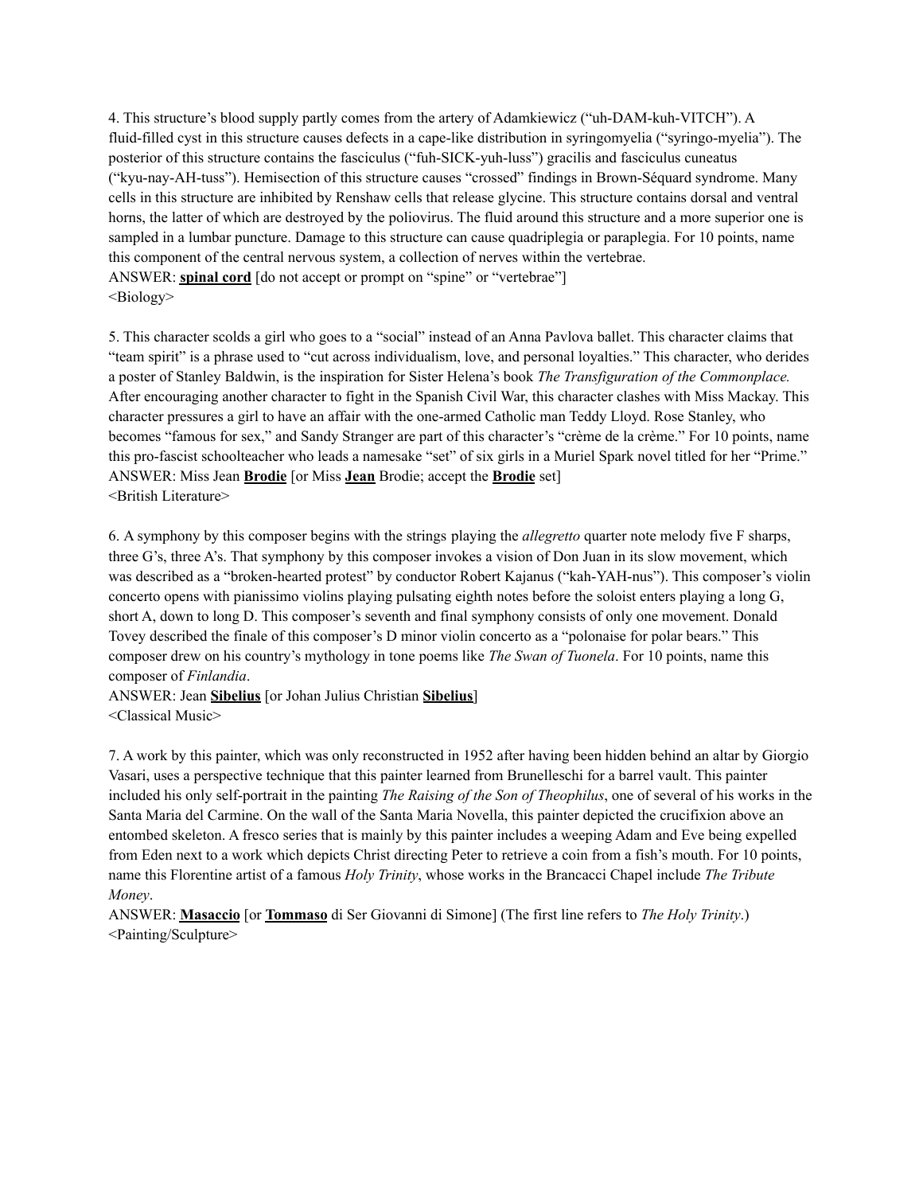4. This structure's blood supply partly comes from the artery of Adamkiewicz ("uh-DAM-kuh-VITCH"). A fluid-filled cyst in this structure causes defects in a cape-like distribution in syringomyelia ("syringo-myelia"). The posterior of this structure contains the fasciculus ("fuh-SICK-yuh-luss") gracilis and fasciculus cuneatus ("kyu-nay-AH-tuss"). Hemisection of this structure causes "crossed" findings in Brown-Séquard syndrome. Many cells in this structure are inhibited by Renshaw cells that release glycine. This structure contains dorsal and ventral horns, the latter of which are destroyed by the poliovirus. The fluid around this structure and a more superior one is sampled in a lumbar puncture. Damage to this structure can cause quadriplegia or paraplegia. For 10 points, name this component of the central nervous system, a collection of nerves within the vertebrae.
ANSWER: **spinal cord** [do not accept or prompt on "spine" or "vertebrae"]
<Biology>

5. This character scolds a girl who goes to a "social" instead of an Anna Pavlova ballet. This character claims that "team spirit" is a phrase used to "cut across individualism, love, and personal loyalties." This character, who derides a poster of Stanley Baldwin, is the inspiration for Sister Helena's book *The Transfiguration of the Commonplace.* After encouraging another character to fight in the Spanish Civil War, this character clashes with Miss Mackay. This character pressures a girl to have an affair with the one-armed Catholic man Teddy Lloyd. Rose Stanley, who becomes "famous for sex," and Sandy Stranger are part of this character's "crème de la crème." For 10 points, name this pro-fascist schoolteacher who leads a namesake "set" of six girls in a Muriel Spark novel titled for her "Prime."
ANSWER: Miss Jean **Brodie** [or Miss **Jean** Brodie; accept the **Brodie** set]
<British Literature>

6. A symphony by this composer begins with the strings playing the *allegretto* quarter note melody five F sharps, three G's, three A's. That symphony by this composer invokes a vision of Don Juan in its slow movement, which was described as a "broken-hearted protest" by conductor Robert Kajanus ("kah-YAH-nus"). This composer's violin concerto opens with pianissimo violins playing pulsating eighth notes before the soloist enters playing a long G, short A, down to long D. This composer's seventh and final symphony consists of only one movement. Donald Tovey described the finale of this composer's D minor violin concerto as a "polonaise for polar bears." This composer drew on his country's mythology in tone poems like *The Swan of Tuonela*. For 10 points, name this composer of *Finlandia*.
ANSWER: Jean **Sibelius** [or Johan Julius Christian **Sibelius**]
<Classical Music>

7. A work by this painter, which was only reconstructed in 1952 after having been hidden behind an altar by Giorgio Vasari, uses a perspective technique that this painter learned from Brunelleschi for a barrel vault. This painter included his only self-portrait in the painting *The Raising of the Son of Theophilus*, one of several of his works in the Santa Maria del Carmine. On the wall of the Santa Maria Novella, this painter depicted the crucifixion above an entombed skeleton. A fresco series that is mainly by this painter includes a weeping Adam and Eve being expelled from Eden next to a work which depicts Christ directing Peter to retrieve a coin from a fish's mouth. For 10 points, name this Florentine artist of a famous *Holy Trinity*, whose works in the Brancacci Chapel include *The Tribute Money*.
ANSWER: **Masaccio** [or **Tommaso** di Ser Giovanni di Simone] (The first line refers to *The Holy Trinity*.)
<Painting/Sculpture>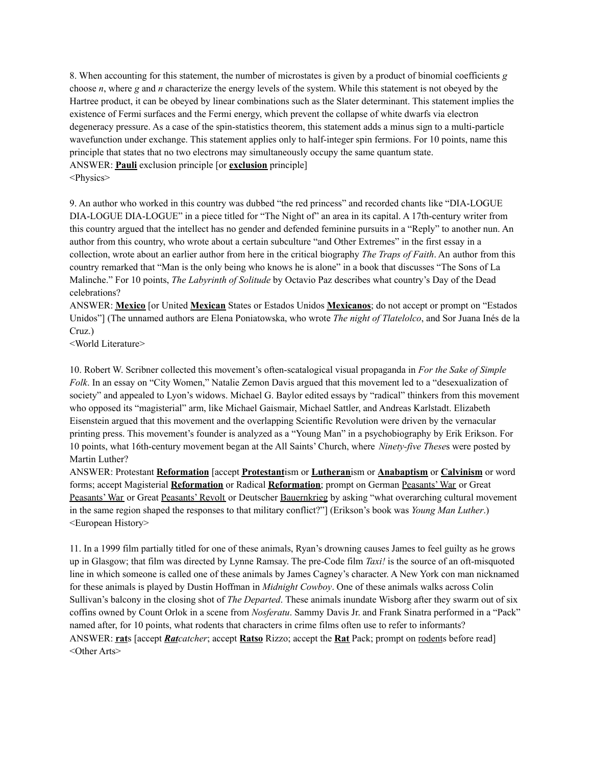8. When accounting for this statement, the number of microstates is given by a product of binomial coefficients *g* choose *n*, where *g* and *n* characterize the energy levels of the system. While this statement is not obeyed by the Hartree product, it can be obeyed by linear combinations such as the Slater determinant. This statement implies the existence of Fermi surfaces and the Fermi energy, which prevent the collapse of white dwarfs via electron degeneracy pressure. As a case of the spin-statistics theorem, this statement adds a minus sign to a multi-particle wavefunction under exchange. This statement applies only to half-integer spin fermions. For 10 points, name this principle that states that no two electrons may simultaneously occupy the same quantum state.

ANSWER: **Pauli** exclusion principle [or **exclusion** principle]

<Physics>

9. An author who worked in this country was dubbed "the red princess" and recorded chants like "DIA-LOGUE DIA-LOGUE DIA-LOGUE" in a piece titled for "The Night of" an area in its capital. A 17th-century writer from this country argued that the intellect has no gender and defended feminine pursuits in a "Reply" to another nun. An author from this country, who wrote about a certain subculture "and Other Extremes" in the first essay in a collection, wrote about an earlier author from here in the critical biography *The Traps of Faith*. An author from this country remarked that "Man is the only being who knows he is alone" in a book that discusses "The Sons of La Malinche." For 10 points, *The Labyrinth of Solitude* by Octavio Paz describes what country's Day of the Dead celebrations?

ANSWER: **Mexico** [or United **Mexican** States or Estados Unidos **Mexicanos**; do not accept or prompt on "Estados Unidos"] (The unnamed authors are Elena Poniatowska, who wrote *The night of Tlatelolco*, and Sor Juana Inés de la Cruz.)

<World Literature>

10. Robert W. Scribner collected this movement's often-scatalogical visual propaganda in *For the Sake of Simple Folk*. In an essay on "City Women," Natalie Zemon Davis argued that this movement led to a "desexualization of society" and appealed to Lyon's widows. Michael G. Baylor edited essays by "radical" thinkers from this movement who opposed its "magisterial" arm, like Michael Gaismair, Michael Sattler, and Andreas Karlstadt. Elizabeth Eisenstein argued that this movement and the overlapping Scientific Revolution were driven by the vernacular printing press. This movement's founder is analyzed as a "Young Man" in a psychobiography by Erik Erikson. For 10 points, what 16th-century movement began at the All Saints' Church, where *Ninety-five These*s were posted by Martin Luther?

ANSWER: Protestant **Reformation** [accept **Protestant**ism or **Lutheran**ism or **Anabaptism** or **Calvinism** or word forms; accept Magisterial **Reformation** or Radical **Reformation**; prompt on German Peasants' War or Great Peasants' War or Great Peasants' Revolt or Deutscher Bauernkrieg by asking "what overarching cultural movement in the same region shaped the responses to that military conflict?"] (Erikson's book was *Young Man Luther*.)

<European History>

11. In a 1999 film partially titled for one of these animals, Ryan's drowning causes James to feel guilty as he grows up in Glasgow; that film was directed by Lynne Ramsay. The pre-Code film *Taxi!* is the source of an oft-misquoted line in which someone is called one of these animals by James Cagney's character. A New York con man nicknamed for these animals is played by Dustin Hoffman in *Midnight Cowboy*. One of these animals walks across Colin Sullivan's balcony in the closing shot of *The Departed*. These animals inundate Wisborg after they swarm out of six coffins owned by Count Orlok in a scene from *Nosferatu*. Sammy Davis Jr. and Frank Sinatra performed in a "Pack" named after, for 10 points, what rodents that characters in crime films often use to refer to informants?

ANSWER: **rat**s [accept ***Rat****catcher*; accept **Ratso** Rizzo; accept the **Rat** Pack; prompt on rodents before read]

<Other Arts>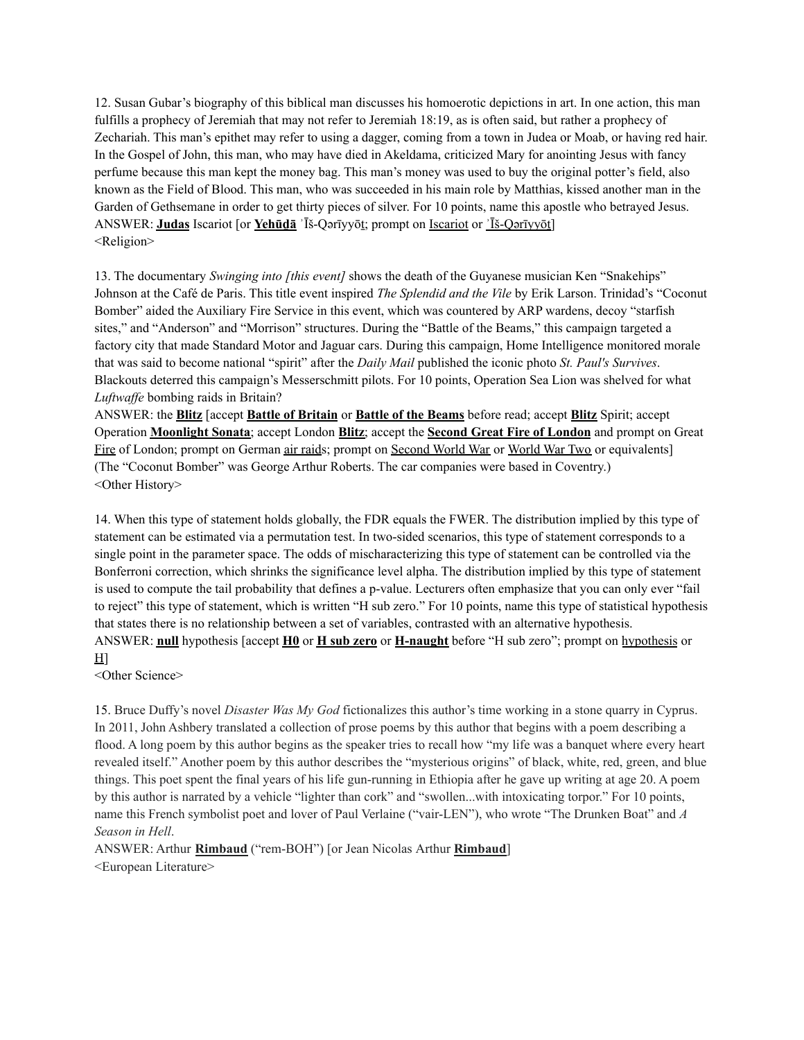12. Susan Gubar's biography of this biblical man discusses his homoerotic depictions in art. In one action, this man fulfills a prophecy of Jeremiah that may not refer to Jeremiah 18:19, as is often said, but rather a prophecy of Zechariah. This man's epithet may refer to using a dagger, coming from a town in Judea or Moab, or having red hair. In the Gospel of John, this man, who may have died in Akeldama, criticized Mary for anointing Jesus with fancy perfume because this man kept the money bag. This man's money was used to buy the original potter's field, also known as the Field of Blood. This man, who was succeeded in his main role by Matthias, kissed another man in the Garden of Gethsemane in order to get thirty pieces of silver. For 10 points, name this apostle who betrayed Jesus.
ANSWER: **Judas** Iscariot [or **Yehūḏā** ʾĪš-Qərīyyōṯ; prompt on Iscariot or ʾĪš-Qərīyyōṯ]
<Religion>

13. The documentary *Swinging into [this event]* shows the death of the Guyanese musician Ken "Snakehips" Johnson at the Café de Paris. This title event inspired *The Splendid and the Vile* by Erik Larson. Trinidad's "Coconut Bomber" aided the Auxiliary Fire Service in this event, which was countered by ARP wardens, decoy "starfish sites," and "Anderson" and "Morrison" structures. During the "Battle of the Beams," this campaign targeted a factory city that made Standard Motor and Jaguar cars. During this campaign, Home Intelligence monitored morale that was said to become national "spirit" after the *Daily Mail* published the iconic photo *St. Paul's Survives*. Blackouts deterred this campaign's Messerschmitt pilots. For 10 points, Operation Sea Lion was shelved for what *Luftwaffe* bombing raids in Britain?
ANSWER: the **Blitz** [accept **Battle of Britain** or **Battle of the Beams** before read; accept **Blitz** Spirit; accept Operation **Moonlight Sonata**; accept London **Blitz**; accept the **Second Great Fire of London** and prompt on Great Fire of London; prompt on German air raids; prompt on Second World War or World War Two or equivalents]
(The "Coconut Bomber" was George Arthur Roberts. The car companies were based in Coventry.)
<Other History>

14. When this type of statement holds globally, the FDR equals the FWER. The distribution implied by this type of statement can be estimated via a permutation test. In two-sided scenarios, this type of statement corresponds to a single point in the parameter space. The odds of mischaracterizing this type of statement can be controlled via the Bonferroni correction, which shrinks the significance level alpha. The distribution implied by this type of statement is used to compute the tail probability that defines a p-value. Lecturers often emphasize that you can only ever "fail to reject" this type of statement, which is written "H sub zero." For 10 points, name this type of statistical hypothesis that states there is no relationship between a set of variables, contrasted with an alternative hypothesis.
ANSWER: **null** hypothesis [accept **H0** or **H sub zero** or **H-naught** before "H sub zero"; prompt on hypothesis or H]
<Other Science>

15. Bruce Duffy's novel *Disaster Was My God* fictionalizes this author's time working in a stone quarry in Cyprus. In 2011, John Ashbery translated a collection of prose poems by this author that begins with a poem describing a flood. A long poem by this author begins as the speaker tries to recall how "my life was a banquet where every heart revealed itself." Another poem by this author describes the "mysterious origins" of black, white, red, green, and blue things. This poet spent the final years of his life gun-running in Ethiopia after he gave up writing at age 20. A poem by this author is narrated by a vehicle "lighter than cork" and "swollen...with intoxicating torpor." For 10 points, name this French symbolist poet and lover of Paul Verlaine ("vair-LEN"), who wrote "The Drunken Boat" and *A Season in Hell*.
ANSWER: Arthur **Rimbaud** ("rem-BOH") [or Jean Nicolas Arthur **Rimbaud**]
<European Literature>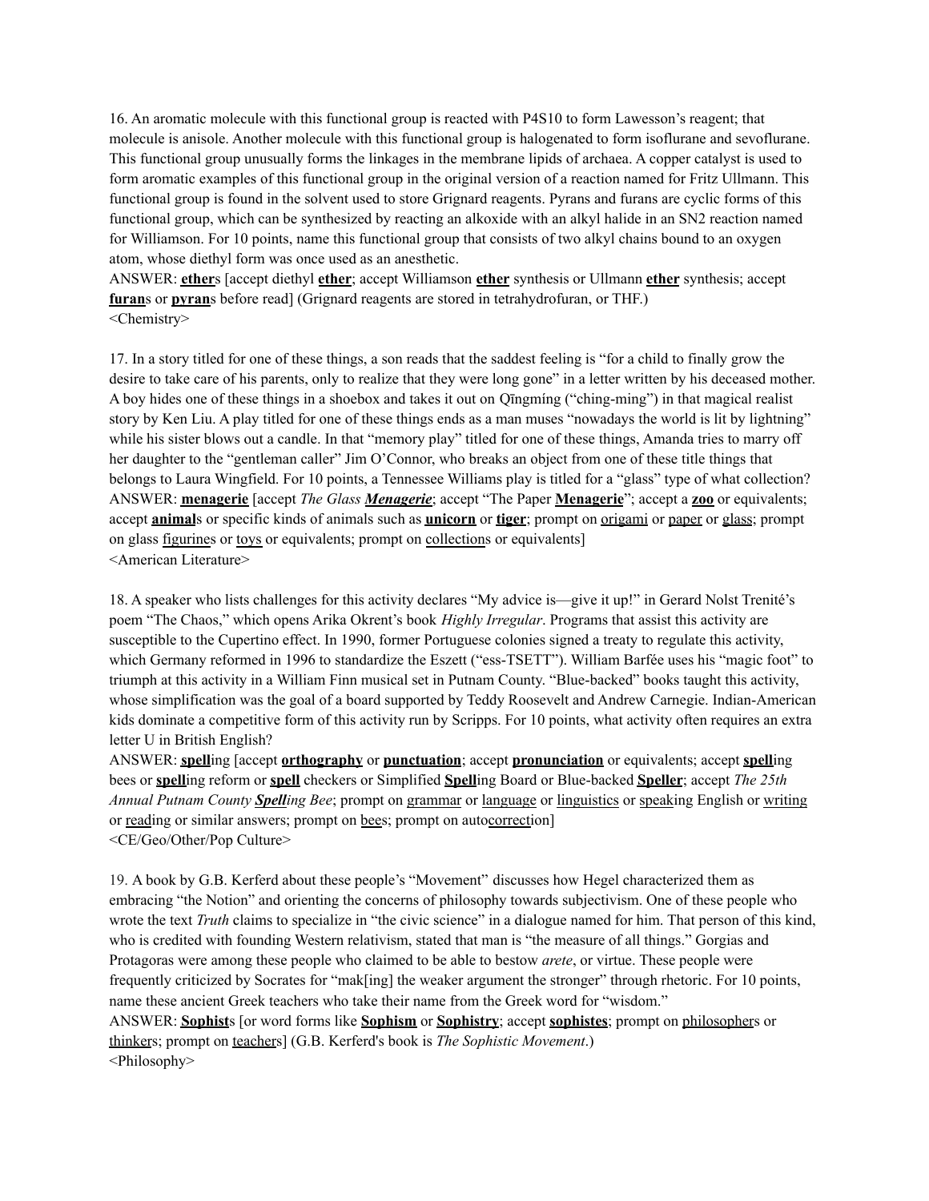16. An aromatic molecule with this functional group is reacted with $P_4S_{10}$ to form Lawesson's reagent; that molecule is anisole. Another molecule with this functional group is halogenated to form isoflurane and sevoflurane. This functional group unusually forms the linkages in the membrane lipids of archaea. A copper catalyst is used to form aromatic examples of this functional group in the original version of a reaction named for Fritz Ullmann. This functional group is found in the solvent used to store Grignard reagents. Pyrans and furans are cyclic forms of this functional group, which can be synthesized by reacting an alkoxide with an alkyl halide in an SN2 reaction named for Williamson. For 10 points, name this functional group that consists of two alkyl chains bound to an oxygen atom, whose diethyl form was once used as an anesthetic.

ANSWER: **<u>ether</u>**s [accept diethyl **<u>ether</u>**; accept Williamson **<u>ether</u>** synthesis or Ullmann **<u>ether</u>** synthesis; accept **<u>furan</u>**s or **<u>pyran</u>**s before read] (Grignard reagents are stored in tetrahydrofuran, or THF.)

<Chemistry>

17. In a story titled for one of these things, a son reads that the saddest feeling is "for a child to finally grow the desire to take care of his parents, only to realize that they were long gone" in a letter written by his deceased mother. A boy hides one of these things in a shoebox and takes it out on Qīngmíng ("ching-ming") in that magical realist story by Ken Liu. A play titled for one of these things ends as a man muses "nowadays the world is lit by lightning" while his sister blows out a candle. In that "memory play" titled for one of these things, Amanda tries to marry off her daughter to the "gentleman caller" Jim O'Connor, who breaks an object from one of these title things that belongs to Laura Wingfield. For 10 points, a Tennessee Williams play is titled for a "glass" type of what collection?

ANSWER: **<u>menagerie</u>** [accept *The Glass **<u>Menagerie</u>***; accept "The Paper **<u>Menagerie</u>**"; accept a **<u>zoo</u>** or equivalents; accept **<u>animal</u>**s or specific kinds of animals such as **<u>unicorn</u>** or **<u>tiger</u>**; prompt on <u>origami</u> or <u>paper</u> or <u>glass</u>; prompt on glass <u>figurine</u>s or <u>toys</u> or equivalents; prompt on <u>collection</u>s or equivalents]

<American Literature>

18. A speaker who lists challenges for this activity declares "My advice is—give it up!" in Gerard Nolst Trenité's poem "The Chaos," which opens Arika Okrent's book *Highly Irregular*. Programs that assist this activity are susceptible to the Cupertino effect. In 1990, former Portuguese colonies signed a treaty to regulate this activity, which Germany reformed in 1996 to standardize the Eszett ("ess-TSETT"). William Barfée uses his "magic foot" to triumph at this activity in a William Finn musical set in Putnam County. "Blue-backed" books taught this activity, whose simplification was the goal of a board supported by Teddy Roosevelt and Andrew Carnegie. Indian-American kids dominate a competitive form of this activity run by Scripps. For 10 points, what activity often requires an extra letter U in British English?

ANSWER: **<u>spell</u>**ing [accept **<u>orthography</u>** or **<u>punctuation</u>**; accept **<u>pronunciation</u>** or equivalents; accept **<u>spell</u>**ing bees or **<u>spell</u>**ing reform or **<u>spell</u>** checkers or Simplified **<u>Spell</u>**ing Board or Blue-backed **<u>Speller</u>**; accept *The 25th Annual Putnam County **<u>Spell</u>**ing Bee*; prompt on <u>grammar</u> or <u>language</u> or <u>linguistics</u> or <u>speak</u>ing English or <u>writing</u> or <u>read</u>ing or similar answers; prompt on <u>bee</u>s; prompt on auto<u>correct</u>ion]

<CE/Geo/Other/Pop Culture>

19. A book by G.B. Kerferd about these people's "Movement" discusses how Hegel characterized them as embracing "the Notion" and orienting the concerns of philosophy towards subjectivism. One of these people who wrote the text *Truth* claims to specialize in "the civic science" in a dialogue named for him. That person of this kind, who is credited with founding Western relativism, stated that man is "the measure of all things." Gorgias and Protagoras were among these people who claimed to be able to bestow *arete*, or virtue. These people were frequently criticized by Socrates for "mak[ing] the weaker argument the stronger" through rhetoric. For 10 points, name these ancient Greek teachers who take their name from the Greek word for "wisdom."

ANSWER: **<u>Sophist</u>**s [or word forms like **<u>Sophism</u>** or **<u>Sophistry</u>**; accept **<u>sophistes</u>**; prompt on <u>philosopher</u>s or <u>thinker</u>s; prompt on <u>teacher</u>s] (G.B. Kerferd's book is *The Sophistic Movement*.)

<Philosophy>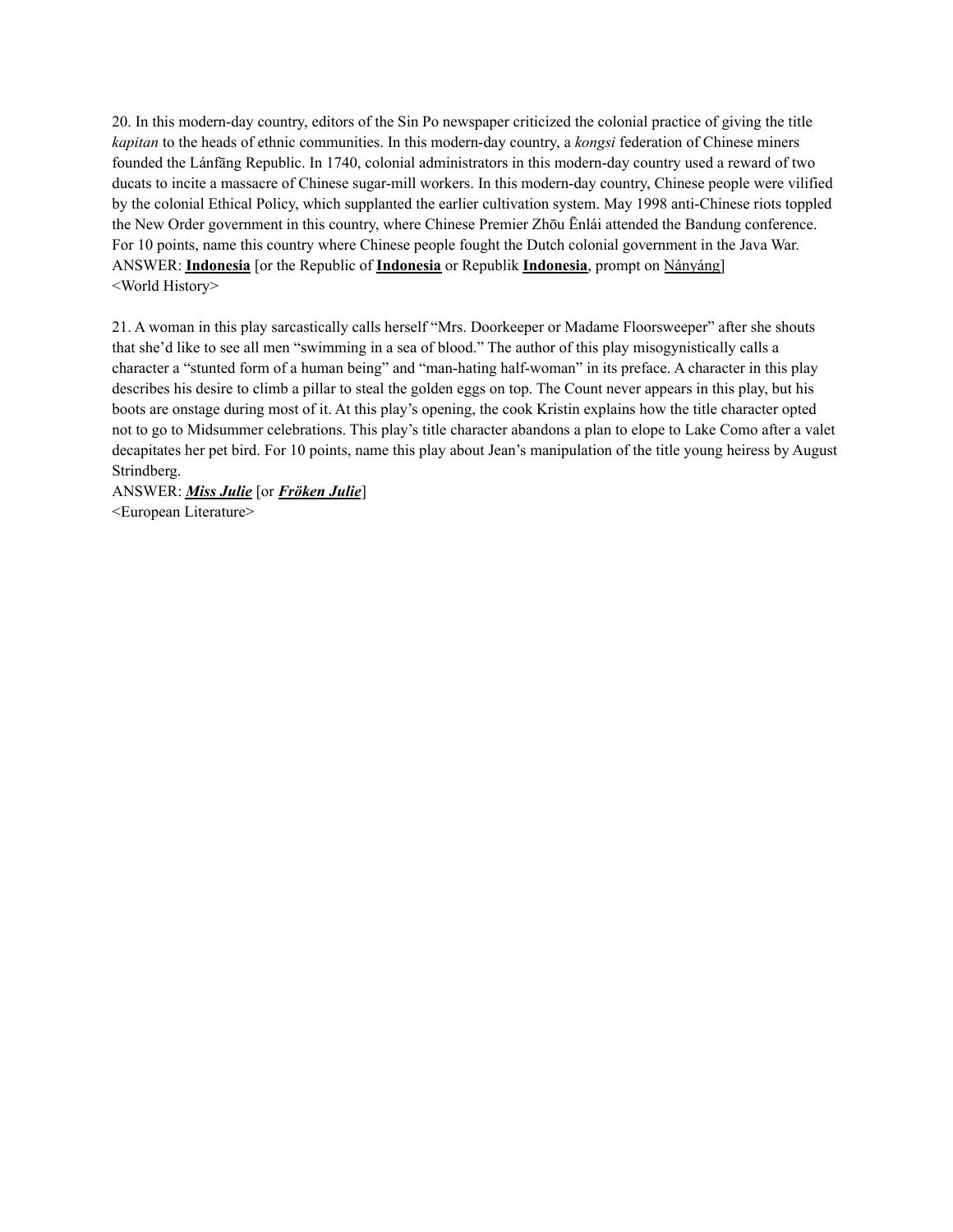20. In this modern-day country, editors of the Sin Po newspaper criticized the colonial practice of giving the title *kapitan* to the heads of ethnic communities. In this modern-day country, a *kongsi* federation of Chinese miners founded the Lánfāng Republic. In 1740, colonial administrators in this modern-day country used a reward of two ducats to incite a massacre of Chinese sugar-mill workers. In this modern-day country, Chinese people were vilified by the colonial Ethical Policy, which supplanted the earlier cultivation system. May 1998 anti-Chinese riots toppled the New Order government in this country, where Chinese Premier Zhōu Ēnlái attended the Bandung conference. For 10 points, name this country where Chinese people fought the Dutch colonial government in the Java War.
ANSWER: **Indonesia** [or the Republic of **Indonesia** or Republik **Indonesia**, prompt on Nányáng]
<World History>

21. A woman in this play sarcastically calls herself "Mrs. Doorkeeper or Madame Floorsweeper" after she shouts that she'd like to see all men "swimming in a sea of blood." The author of this play misogynistically calls a character a "stunted form of a human being" and "man-hating half-woman" in its preface. A character in this play describes his desire to climb a pillar to steal the golden eggs on top. The Count never appears in this play, but his boots are onstage during most of it. At this play's opening, the cook Kristin explains how the title character opted not to go to Midsummer celebrations. This play's title character abandons a plan to elope to Lake Como after a valet decapitates her pet bird. For 10 points, name this play about Jean's manipulation of the title young heiress by August Strindberg.
ANSWER: ***Miss Julie*** [or ***Fröken Julie***]
<European Literature>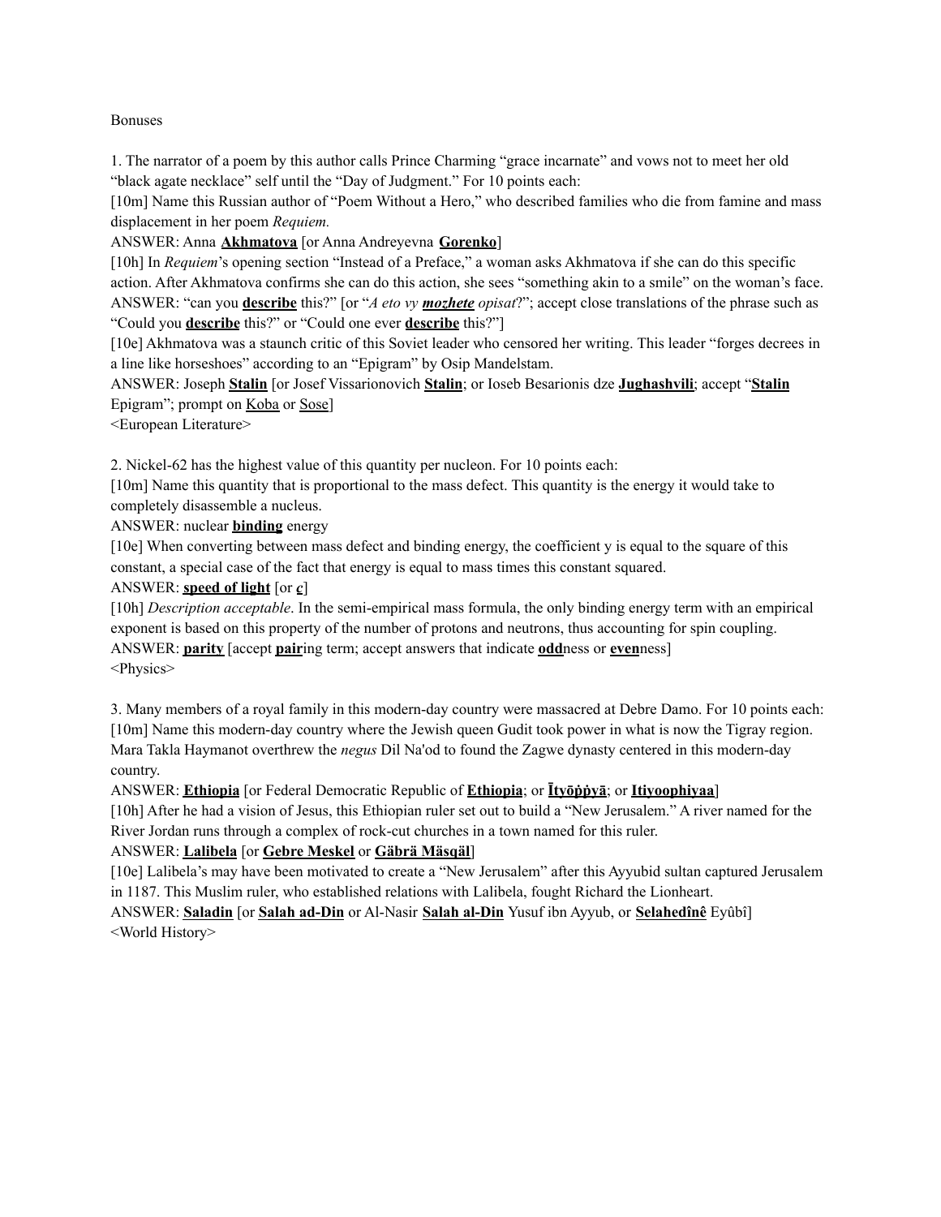Bonuses

1. The narrator of a poem by this author calls Prince Charming "grace incarnate" and vows not to meet her old "black agate necklace" self until the "Day of Judgment." For 10 points each:

[10m] Name this Russian author of "Poem Without a Hero," who described families who die from famine and mass displacement in her poem *Requiem.*

ANSWER: Anna **Akhmatova** [or Anna Andreyevna **Gorenko**]

[10h] In *Requiem*'s opening section "Instead of a Preface," a woman asks Akhmatova if she can do this specific action. After Akhmatova confirms she can do this action, she sees "something akin to a smile" on the woman's face.

ANSWER: "can you **describe** this?" [or "*A eto vy **mozhete** opisat*?"; accept close translations of the phrase such as "Could you **describe** this?" or "Could one ever **describe** this?"]

[10e] Akhmatova was a staunch critic of this Soviet leader who censored her writing. This leader "forges decrees in a line like horseshoes" according to an "Epigram" by Osip Mandelstam.

ANSWER: Joseph **Stalin** [or Josef Vissarionovich **Stalin**; or Ioseb Besarionis dze **Jughashvili**; accept "**Stalin** Epigram"; prompt on Koba or Sose]

<European Literature>

2. Nickel-62 has the highest value of this quantity per nucleon. For 10 points each:

[10m] Name this quantity that is proportional to the mass defect. This quantity is the energy it would take to completely disassemble a nucleus.

ANSWER: nuclear **binding** energy

[10e] When converting between mass defect and binding energy, the coefficient y is equal to the square of this constant, a special case of the fact that energy is equal to mass times this constant squared.

ANSWER: **speed of light** [or ***c***]

[10h] *Description acceptable*. In the semi-empirical mass formula, the only binding energy term with an empirical exponent is based on this property of the number of protons and neutrons, thus accounting for spin coupling.

ANSWER: **parity** [accept **pair**ing term; accept answers that indicate **odd**ness or **even**ness]

<Physics>

3. Many members of a royal family in this modern-day country were massacred at Debre Damo. For 10 points each:

[10m] Name this modern-day country where the Jewish queen Gudit took power in what is now the Tigray region. Mara Takla Haymanot overthrew the *negus* Dil Na'od to found the Zagwe dynasty centered in this modern-day country.

ANSWER: **Ethiopia** [or Federal Democratic Republic of **Ethiopia**; or **Ītyōṗṗyā**; or **Itiyoophiyaa**]

[10h] After he had a vision of Jesus, this Ethiopian ruler set out to build a "New Jerusalem." A river named for the River Jordan runs through a complex of rock-cut churches in a town named for this ruler.

ANSWER: **Lalibela** [or **Gebre Meskel** or **Gäbrä Mäsqäl**]

[10e] Lalibela's may have been motivated to create a "New Jerusalem" after this Ayyubid sultan captured Jerusalem in 1187. This Muslim ruler, who established relations with Lalibela, fought Richard the Lionheart.

ANSWER: **Saladin** [or **Salah ad-Din** or Al-Nasir **Salah al-Din** Yusuf ibn Ayyub, or **Selahedînê** Eyûbî]

<World History>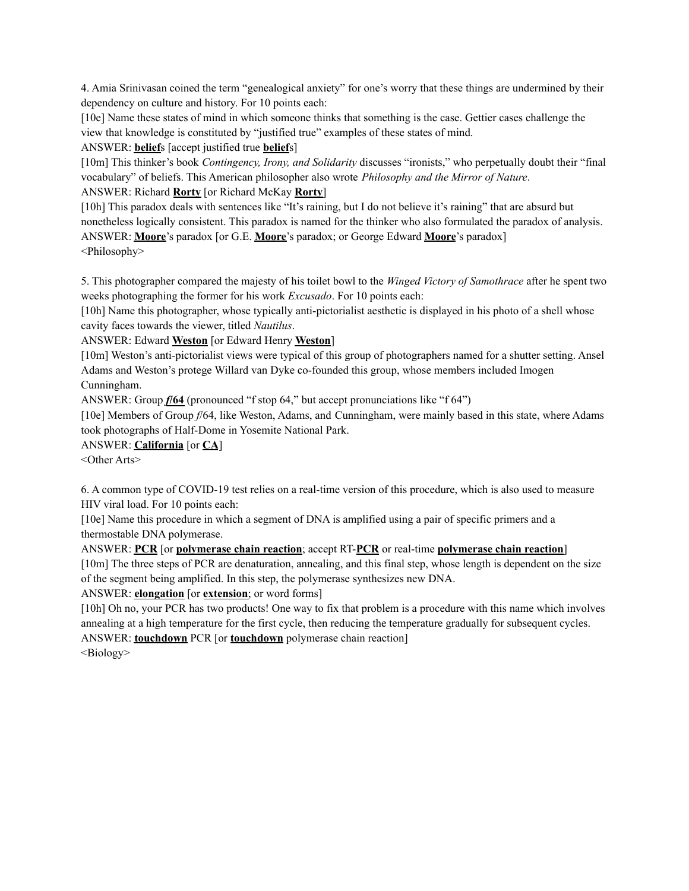4. Amia Srinivasan coined the term "genealogical anxiety" for one's worry that these things are undermined by their dependency on culture and history. For 10 points each:

[10e] Name these states of mind in which someone thinks that something is the case. Gettier cases challenge the view that knowledge is constituted by "justified true" examples of these states of mind.

ANSWER: **belief**s [accept justified true **belief**s]

[10m] This thinker's book *Contingency, Irony, and Solidarity* discusses "ironists," who perpetually doubt their "final vocabulary" of beliefs. This American philosopher also wrote *Philosophy and the Mirror of Nature*.

ANSWER: Richard **Rorty** [or Richard McKay **Rorty**]

[10h] This paradox deals with sentences like "It's raining, but I do not believe it's raining" that are absurd but nonetheless logically consistent. This paradox is named for the thinker who also formulated the paradox of analysis.

ANSWER: **Moore**'s paradox [or G.E. **Moore**'s paradox; or George Edward **Moore**'s paradox]

<Philosophy>

5. This photographer compared the majesty of his toilet bowl to the *Winged Victory of Samothrace* after he spent two weeks photographing the former for his work *Excusado*. For 10 points each:

[10h] Name this photographer, whose typically anti-pictorialist aesthetic is displayed in his photo of a shell whose cavity faces towards the viewer, titled *Nautilus*.

ANSWER: Edward **Weston** [or Edward Henry **Weston**]

[10m] Weston's anti-pictorialist views were typical of this group of photographers named for a shutter setting. Ansel Adams and Weston's protege Willard van Dyke co-founded this group, whose members included Imogen Cunningham.

ANSWER: Group ***f*/64** (pronounced "f stop 64," but accept pronunciations like "f 64")

[10e] Members of Group *f*/64, like Weston, Adams, and Cunningham, were mainly based in this state, where Adams took photographs of Half-Dome in Yosemite National Park.

ANSWER: **California** [or **CA**]

<Other Arts>

6. A common type of COVID-19 test relies on a real-time version of this procedure, which is also used to measure HIV viral load. For 10 points each:

[10e] Name this procedure in which a segment of DNA is amplified using a pair of specific primers and a thermostable DNA polymerase.

ANSWER: **PCR** [or **polymerase chain reaction**; accept RT-**PCR** or real-time **polymerase chain reaction**]

[10m] The three steps of PCR are denaturation, annealing, and this final step, whose length is dependent on the size of the segment being amplified. In this step, the polymerase synthesizes new DNA.

ANSWER: **elongation** [or **extension**; or word forms]

[10h] Oh no, your PCR has two products! One way to fix that problem is a procedure with this name which involves annealing at a high temperature for the first cycle, then reducing the temperature gradually for subsequent cycles.

ANSWER: **touchdown** PCR [or **touchdown** polymerase chain reaction]

<Biology>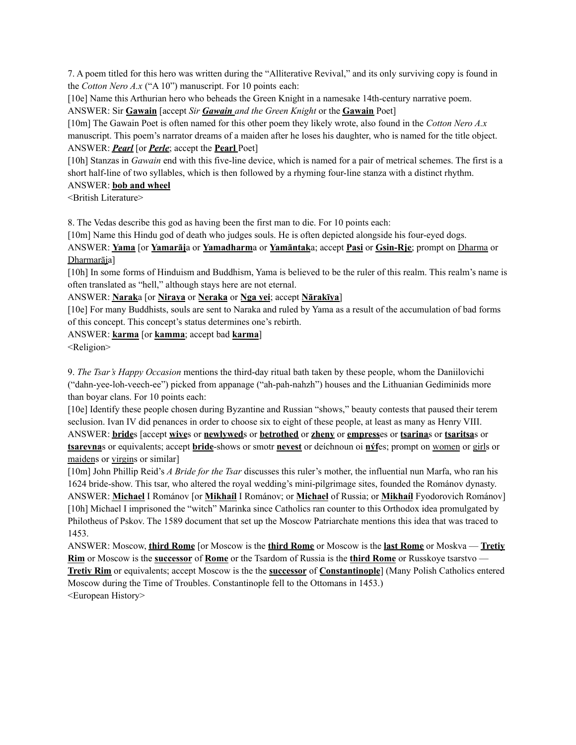7. A poem titled for this hero was written during the "Alliterative Revival," and its only surviving copy is found in the *Cotton Nero A.x* ("A 10") manuscript. For 10 points each:

[10e] Name this Arthurian hero who beheads the Green Knight in a namesake 14th-century narrative poem.

ANSWER: Sir **Gawain** [accept *Sir **Gawain** and the Green Knight* or the **Gawain** Poet]

[10m] The Gawain Poet is often named for this other poem they likely wrote, also found in the *Cotton Nero A.x* manuscript. This poem's narrator dreams of a maiden after he loses his daughter, who is named for the title object.

ANSWER: ***Pearl*** [or ***Perle***; accept the **Pearl** Poet]

[10h] Stanzas in *Gawain* end with this five-line device, which is named for a pair of metrical schemes. The first is a short half-line of two syllables, which is then followed by a rhyming four-line stanza with a distinct rhythm.

ANSWER: **bob and wheel**

<British Literature>

8. The Vedas describe this god as having been the first man to die. For 10 points each:

[10m] Name this Hindu god of death who judges souls. He is often depicted alongside his four-eyed dogs.

ANSWER: **Yama** [or **Yamarāj**a or **Yamadharm**a or **Yamāntak**a; accept **Pasi** or **Gsin-Rje**; prompt on Dharma or Dharmarāja]

[10h] In some forms of Hinduism and Buddhism, Yama is believed to be the ruler of this realm. This realm's name is often translated as "hell," although stays here are not eternal.

ANSWER: **Narak**a [or **Niraya** or **Neraka** or **Nga yei**; accept **Nārakīya**]

[10e] For many Buddhists, souls are sent to Naraka and ruled by Yama as a result of the accumulation of bad forms of this concept. This concept's status determines one's rebirth.

ANSWER: **karma** [or **kamma**; accept bad **karma**]

<Religion>

9. *The Tsar's Happy Occasion* mentions the third-day ritual bath taken by these people, whom the Daniilovichi ("dahn-yee-loh-veech-ee") picked from appanage ("ah-pah-nahzh") houses and the Lithuanian Gediminids more than boyar clans. For 10 points each:

[10e] Identify these people chosen during Byzantine and Russian "shows," beauty contests that paused their terem seclusion. Ivan IV did penances in order to choose six to eight of these people, at least as many as Henry VIII.

ANSWER: **bride**s [accept **wive**s or **newlywed**s or **betrothed** or **zheny** or **empress**es or **tsarina**s or **tsaritsa**s or **tsarevna**s or equivalents; accept **bride**-shows or smotr **nevest** or deíchnoun oi **nýf**es; prompt on women or girls or maidens or virgins or similar]

[10m] John Phillip Reid's *A Bride for the Tsar* discusses this ruler's mother, the influential nun Marfa, who ran his 1624 bride-show. This tsar, who altered the royal wedding's mini-pilgrimage sites, founded the Romános dynasty.

ANSWER: **Michael** I Románov [or **Mikhaíl** I Románov; or **Michael** of Russia; or **Mikhaíl** Fyodorovich Románov]

[10h] Michael I imprisoned the "witch" Marinka since Catholics ran counter to this Orthodox idea promulgated by Philotheus of Pskov. The 1589 document that set up the Moscow Patriarchate mentions this idea that was traced to 1453.

ANSWER: Moscow, **third Rome** [or Moscow is the **third Rome** or Moscow is the **last Rome** or Moskva — **Tretiy Rim** or Moscow is the **successor** of **Rome** or the Tsardom of Russia is the **third Rome** or Russkoye tsarstvo — **Tretiy Rim** or equivalents; accept Moscow is the the **successor** of **Constantinople**] (Many Polish Catholics entered Moscow during the Time of Troubles. Constantinople fell to the Ottomans in 1453.)

<European History>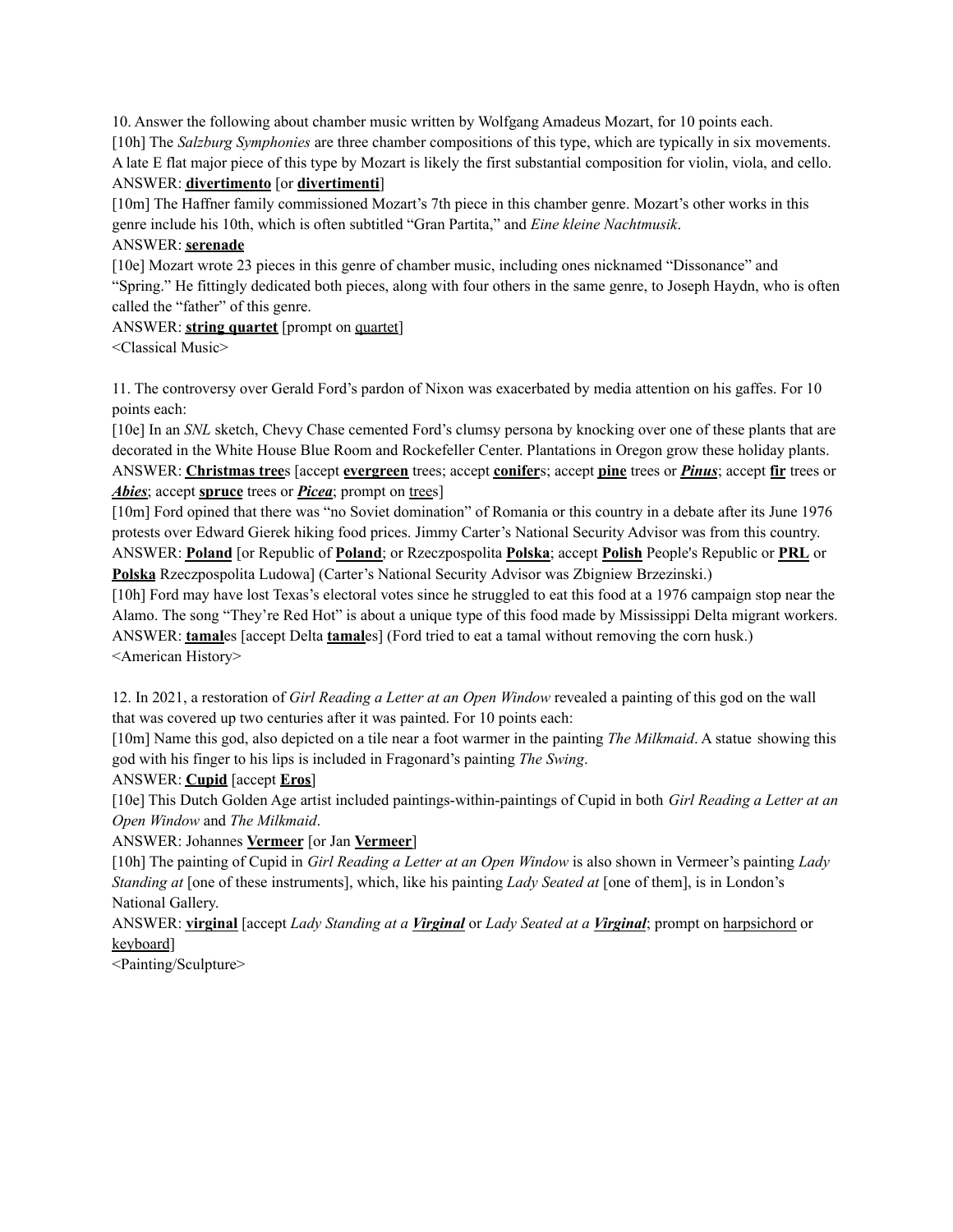10. Answer the following about chamber music written by Wolfgang Amadeus Mozart, for 10 points each.

[10h] The *Salzburg Symphonies* are three chamber compositions of this type, which are typically in six movements. A late E flat major piece of this type by Mozart is likely the first substantial composition for violin, viola, and cello.

ANSWER: **divertimento** [or **divertimenti**]

[10m] The Haffner family commissioned Mozart's 7th piece in this chamber genre. Mozart's other works in this genre include his 10th, which is often subtitled "Gran Partita," and *Eine kleine Nachtmusik*.

ANSWER: **serenade**

[10e] Mozart wrote 23 pieces in this genre of chamber music, including ones nicknamed "Dissonance" and "Spring." He fittingly dedicated both pieces, along with four others in the same genre, to Joseph Haydn, who is often called the "father" of this genre.

ANSWER: **string quartet** [prompt on quartet]

<Classical Music>

11. The controversy over Gerald Ford's pardon of Nixon was exacerbated by media attention on his gaffes. For 10 points each:

[10e] In an *SNL* sketch, Chevy Chase cemented Ford's clumsy persona by knocking over one of these plants that are decorated in the White House Blue Room and Rockefeller Center. Plantations in Oregon grow these holiday plants.

ANSWER: **Christmas tree**s [accept **evergreen** trees; accept **conifer**s; accept **pine** trees or ***Pinus***; accept **fir** trees or ***Abies***; accept **spruce** trees or ***Picea***; prompt on trees]

[10m] Ford opined that there was "no Soviet domination" of Romania or this country in a debate after its June 1976 protests over Edward Gierek hiking food prices. Jimmy Carter's National Security Advisor was from this country.

ANSWER: **Poland** [or Republic of **Poland**; or Rzeczpospolita **Polska**; accept **Polish** People's Republic or **PRL** or **Polska** Rzeczpospolita Ludowa] (Carter's National Security Advisor was Zbigniew Brzezinski.)

[10h] Ford may have lost Texas's electoral votes since he struggled to eat this food at a 1976 campaign stop near the Alamo. The song "They're Red Hot" is about a unique type of this food made by Mississippi Delta migrant workers.

ANSWER: **tamal**es [accept Delta **tamal**es] (Ford tried to eat a tamal without removing the corn husk.)

<American History>

12. In 2021, a restoration of *Girl Reading a Letter at an Open Window* revealed a painting of this god on the wall that was covered up two centuries after it was painted. For 10 points each:

[10m] Name this god, also depicted on a tile near a foot warmer in the painting *The Milkmaid*. A statue showing this god with his finger to his lips is included in Fragonard's painting *The Swing*.

ANSWER: **Cupid** [accept **Eros**]

[10e] This Dutch Golden Age artist included paintings-within-paintings of Cupid in both *Girl Reading a Letter at an Open Window* and *The Milkmaid*.

ANSWER: Johannes **Vermeer** [or Jan **Vermeer**]

[10h] The painting of Cupid in *Girl Reading a Letter at an Open Window* is also shown in Vermeer's painting *Lady Standing at* [one of these instruments], which, like his painting *Lady Seated at* [one of them], is in London's National Gallery.

ANSWER: **virginal** [accept *Lady Standing at a **Virginal*** or *Lady Seated at a **Virginal***; prompt on harpsichord or keyboard]

<Painting/Sculpture>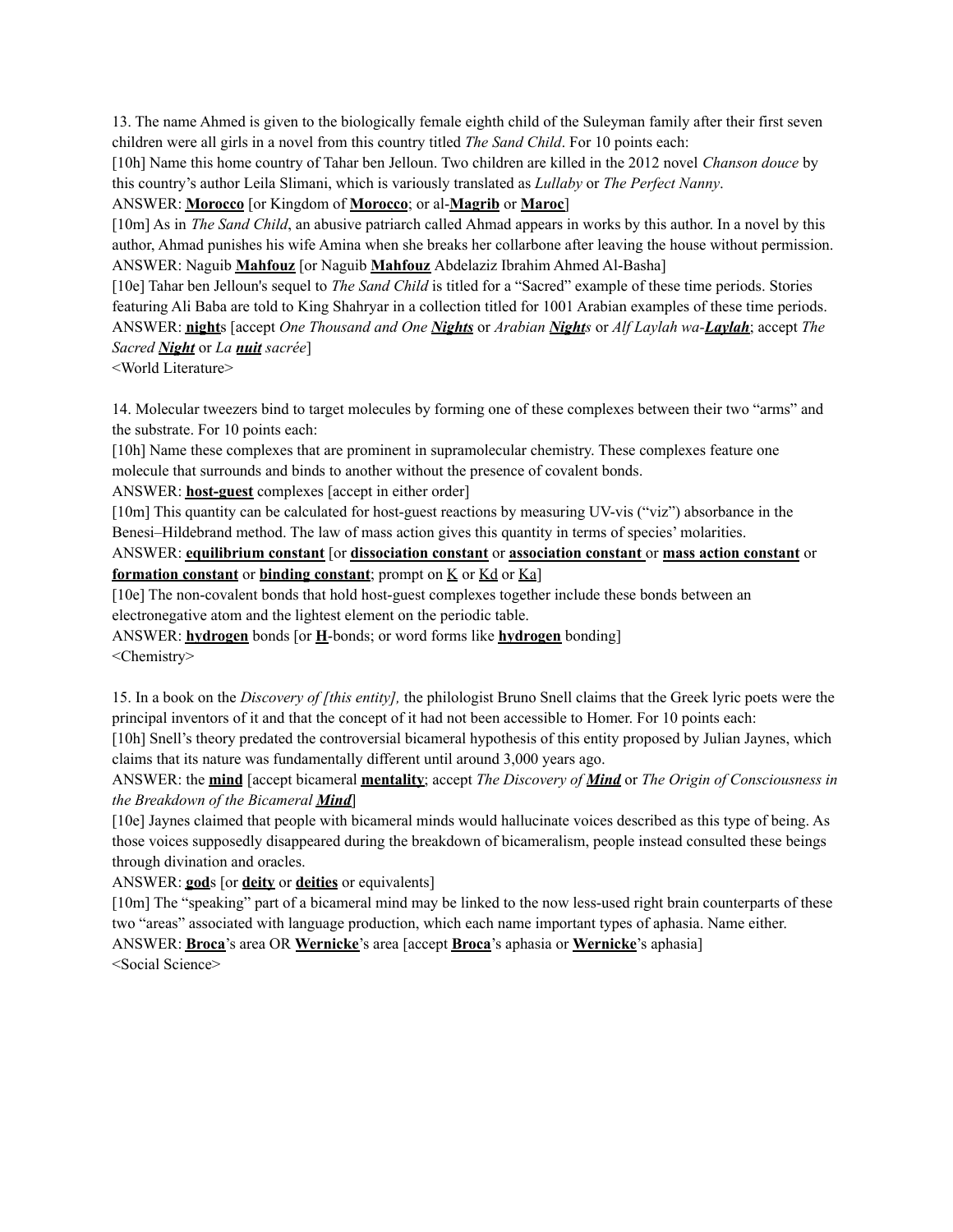13. The name Ahmed is given to the biologically female eighth child of the Suleyman family after their first seven children were all girls in a novel from this country titled *The Sand Child*. For 10 points each:

[10h] Name this home country of Tahar ben Jelloun. Two children are killed in the 2012 novel *Chanson douce* by this country's author Leila Slimani, which is variously translated as *Lullaby* or *The Perfect Nanny*.

ANSWER: **Morocco** [or Kingdom of **Morocco**; or al-**Magrib** or **Maroc**]

[10m] As in *The Sand Child*, an abusive patriarch called Ahmad appears in works by this author. In a novel by this author, Ahmad punishes his wife Amina when she breaks her collarbone after leaving the house without permission.

ANSWER: Naguib **Mahfouz** [or Naguib **Mahfouz** Abdelaziz Ibrahim Ahmed Al-Basha]

[10e] Tahar ben Jelloun's sequel to *The Sand Child* is titled for a "Sacred" example of these time periods. Stories featuring Ali Baba are told to King Shahryar in a collection titled for 1001 Arabian examples of these time periods.

ANSWER: **night**s [accept *One Thousand and One **Nights*** or *Arabian **Night**s* or *Alf Laylah wa-**Laylah***; accept *The Sacred **Night*** or *La **nuit** sacrée*]

<World Literature>

14. Molecular tweezers bind to target molecules by forming one of these complexes between their two "arms" and the substrate. For 10 points each:

[10h] Name these complexes that are prominent in supramolecular chemistry. These complexes feature one molecule that surrounds and binds to another without the presence of covalent bonds.

ANSWER: **host-guest** complexes [accept in either order]

[10m] This quantity can be calculated for host-guest reactions by measuring UV-vis ("viz") absorbance in the Benesi–Hildebrand method. The law of mass action gives this quantity in terms of species' molarities.

ANSWER: **equilibrium constant** [or **dissociation constant** or **association constant** or **mass action constant** or **formation constant** or **binding constant**; prompt on K or Kd or Ka]

[10e] The non-covalent bonds that hold host-guest complexes together include these bonds between an electronegative atom and the lightest element on the periodic table.

ANSWER: **hydrogen** bonds [or **H**-bonds; or word forms like **hydrogen** bonding]

<Chemistry>

15. In a book on the *Discovery of [this entity],* the philologist Bruno Snell claims that the Greek lyric poets were the principal inventors of it and that the concept of it had not been accessible to Homer. For 10 points each:

[10h] Snell's theory predated the controversial bicameral hypothesis of this entity proposed by Julian Jaynes, which claims that its nature was fundamentally different until around 3,000 years ago.

ANSWER: the **mind** [accept bicameral **mentality**; accept *The Discovery of **Mind*** or *The Origin of Consciousness in the Breakdown of the Bicameral **Mind***]

[10e] Jaynes claimed that people with bicameral minds would hallucinate voices described as this type of being. As those voices supposedly disappeared during the breakdown of bicameralism, people instead consulted these beings through divination and oracles.

ANSWER: **god**s [or **deity** or **deities** or equivalents]

[10m] The "speaking" part of a bicameral mind may be linked to the now less-used right brain counterparts of these two "areas" associated with language production, which each name important types of aphasia. Name either.

ANSWER: **Broca**'s area OR **Wernicke**'s area [accept **Broca**'s aphasia or **Wernicke**'s aphasia]

<Social Science>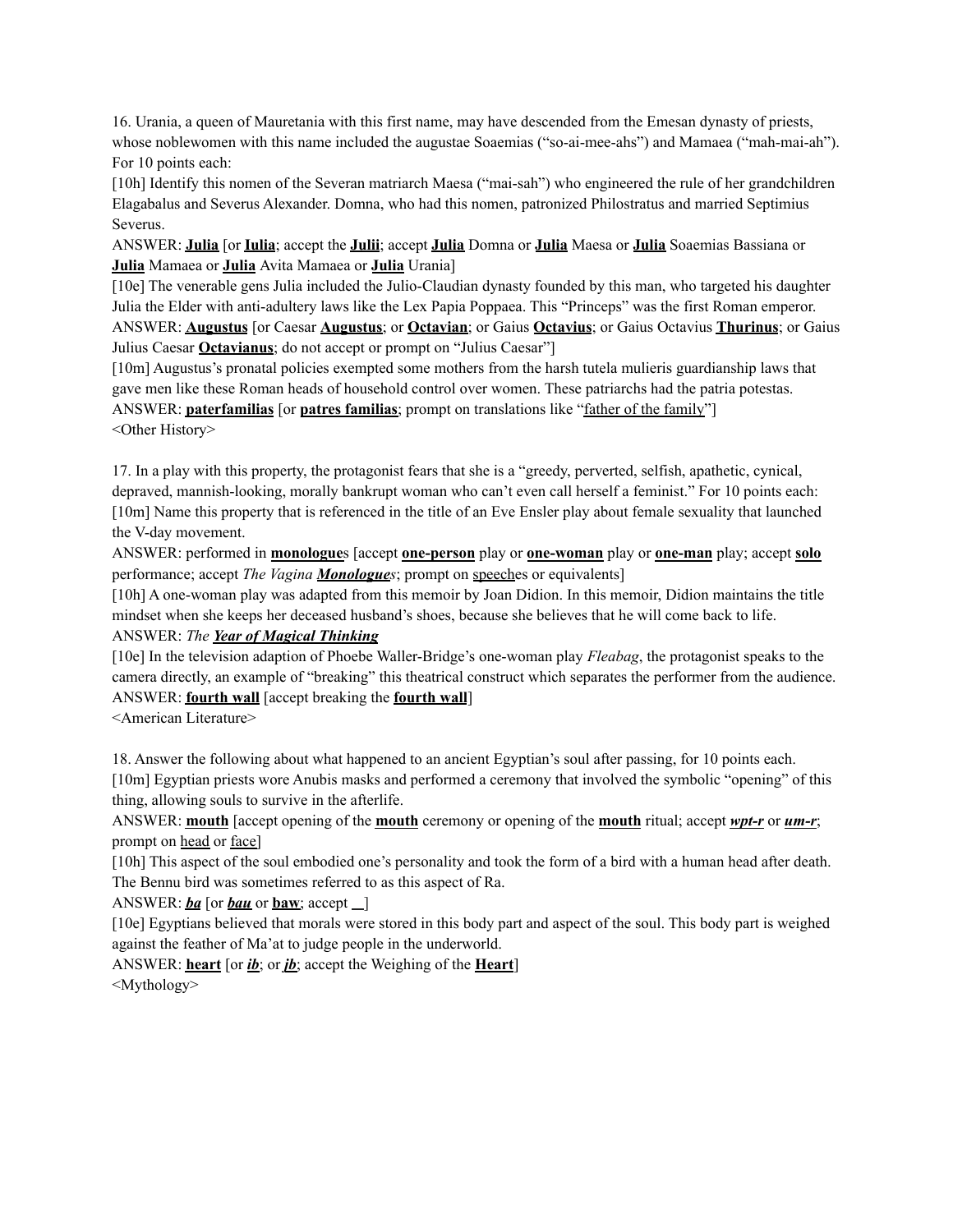16. Urania, a queen of Mauretania with this first name, may have descended from the Emesan dynasty of priests, whose noblewomen with this name included the augustae Soaemias ("so-ai-mee-ahs") and Mamaea ("mah-mai-ah"). For 10 points each:

[10h] Identify this nomen of the Severan matriarch Maesa ("mai-sah") who engineered the rule of her grandchildren Elagabalus and Severus Alexander. Domna, who had this nomen, patronized Philostratus and married Septimius Severus.

ANSWER: **Julia** [or **Iulia**; accept the **Julii**; accept **Julia** Domna or **Julia** Maesa or **Julia** Soaemias Bassiana or **Julia** Mamaea or **Julia** Avita Mamaea or **Julia** Urania]

[10e] The venerable gens Julia included the Julio-Claudian dynasty founded by this man, who targeted his daughter Julia the Elder with anti-adultery laws like the Lex Papia Poppaea. This "Princeps" was the first Roman emperor.

ANSWER: **Augustus** [or Caesar **Augustus**; or **Octavian**; or Gaius **Octavius**; or Gaius Octavius **Thurinus**; or Gaius Julius Caesar **Octavianus**; do not accept or prompt on "Julius Caesar"]

[10m] Augustus's pronatal policies exempted some mothers from the harsh tutela mulieris guardianship laws that gave men like these Roman heads of household control over women. These patriarchs had the patria potestas.

ANSWER: **paterfamilias** [or **patres familias**; prompt on translations like "father of the family"]

<Other History>

17. In a play with this property, the protagonist fears that she is a "greedy, perverted, selfish, apathetic, cynical, depraved, mannish-looking, morally bankrupt woman who can't even call herself a feminist." For 10 points each:

[10m] Name this property that is referenced in the title of an Eve Ensler play about female sexuality that launched the V-day movement.

ANSWER: performed in **monologue**s [accept **one-person** play or **one-woman** play or **one-man** play; accept **solo** performance; accept *The Vagina **Monologues***; prompt on speeches or equivalents]

[10h] A one-woman play was adapted from this memoir by Joan Didion. In this memoir, Didion maintains the title mindset when she keeps her deceased husband's shoes, because she believes that he will come back to life.

ANSWER: *The **Year of Magical Thinking***

[10e] In the television adaption of Phoebe Waller-Bridge's one-woman play *Fleabag*, the protagonist speaks to the camera directly, an example of "breaking" this theatrical construct which separates the performer from the audience.

ANSWER: **fourth wall** [accept breaking the **fourth wall**]

<American Literature>

18. Answer the following about what happened to an ancient Egyptian's soul after passing, for 10 points each.

[10m] Egyptian priests wore Anubis masks and performed a ceremony that involved the symbolic "opening" of this thing, allowing souls to survive in the afterlife.

ANSWER: **mouth** [accept opening of the **mouth** ceremony or opening of the **mouth** ritual; accept ***wpt-r*** or ***um-r***; prompt on head or face]

[10h] This aspect of the soul embodied one's personality and took the form of a bird with a human head after death. The Bennu bird was sometimes referred to as this aspect of Ra.

ANSWER: ***ba*** [or ***bau*** or **baw**; accept __]

[10e] Egyptians believed that morals were stored in this body part and aspect of the soul. This body part is weighed against the feather of Ma'at to judge people in the underworld.

ANSWER: **heart** [or ***ib***; or ***jb***; accept the Weighing of the **Heart**]

<Mythology>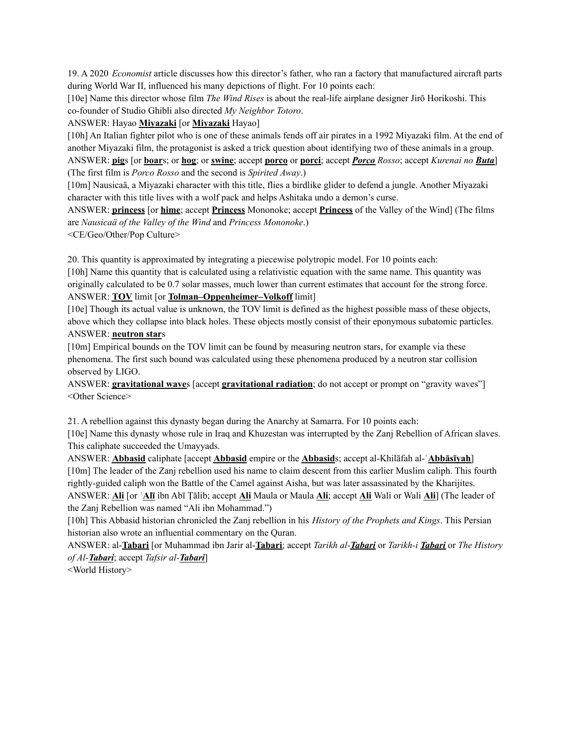19. A 2020 *Economist* article discusses how this director's father, who ran a factory that manufactured aircraft parts during World War II, influenced his many depictions of flight. For 10 points each:

[10e] Name this director whose film *The Wind Rises* is about the real-life airplane designer Jirō Horikoshi. This co-founder of Studio Ghibli also directed *My Neighbor Totoro*.

ANSWER: Hayao **Miyazaki** [or **Miyazaki** Hayao]

[10h] An Italian fighter pilot who is one of these animals fends off air pirates in a 1992 Miyazaki film. At the end of another Miyazaki film, the protagonist is asked a trick question about identifying two of these animals in a group.

ANSWER: **pig**s [or **boar**s; or **hog**; or **swine**; accept **porco** or **porci**; accept ***Porco*** *Rosso*; accept *Kurenai no* ***Buta***] (The first film is *Porco Rosso* and the second is *Spirited Away*.)

[10m] Nausicaä, a Miyazaki character with this title, flies a birdlike glider to defend a jungle. Another Miyazaki character with this title lives with a wolf pack and helps Ashitaka undo a demon's curse.

ANSWER: **princess** [or **hime**; accept **Princess** Mononoke; accept **Princess** of the Valley of the Wind] (The films are *Nausicaä of the Valley of the Wind* and *Princess Mononoke*.)

<CE/Geo/Other/Pop Culture>

20. This quantity is approximated by integrating a piecewise polytropic model. For 10 points each:

[10h] Name this quantity that is calculated using a relativistic equation with the same name. This quantity was originally calculated to be 0.7 solar masses, much lower than current estimates that account for the strong force.

ANSWER: **TOV** limit [or **Tolman–Oppenheimer–Volkoff** limit]

[10e] Though its actual value is unknown, the TOV limit is defined as the highest possible mass of these objects, above which they collapse into black holes. These objects mostly consist of their eponymous subatomic particles.

ANSWER: **neutron star**s

[10m] Empirical bounds on the TOV limit can be found by measuring neutron stars, for example via these phenomena. The first such bound was calculated using these phenomena produced by a neutron star collision observed by LIGO.

ANSWER: **gravitational wave**s [accept **gravitational radiation**; do not accept or prompt on "gravity waves"]

<Other Science>

21. A rebellion against this dynasty began during the Anarchy at Samarra. For 10 points each:

[10e] Name this dynasty whose rule in Iraq and Khuzestan was interrupted by the Zanj Rebellion of African slaves. This caliphate succeeded the Umayyads.

ANSWER: **Abbasid** caliphate [accept **Abbasid** empire or the **Abbasid**s; accept al-Khilāfah al-ʿ**Abbāsīyah**]

[10m] The leader of the Zanj rebellion used his name to claim descent from this earlier Muslim caliph. This fourth rightly-guided caliph won the Battle of the Camel against Aisha, but was later assassinated by the Kharijites.

ANSWER: **Ali** [or ʿ**Alī** ibn Abī Ṭālib; accept **Ali** Maula or Maula **Ali**; accept **Ali** Wali or Wali **Ali**] (The leader of the Zanj Rebellion was named "Ali ibn Mohammad.")

[10h] This Abbasid historian chronicled the Zanj rebellion in his *History of the Prophets and Kings*. This Persian historian also wrote an influential commentary on the Quran.

ANSWER: al-**Tabari** [or Muhammad ibn Jarir al-**Tabari**; accept *Tarikh al-****Tabari*** or *Tarikh-i* ***Tabari*** or *The History of Al-****Tabari***; accept *Tafsir al-****Tabari***]

<World History>